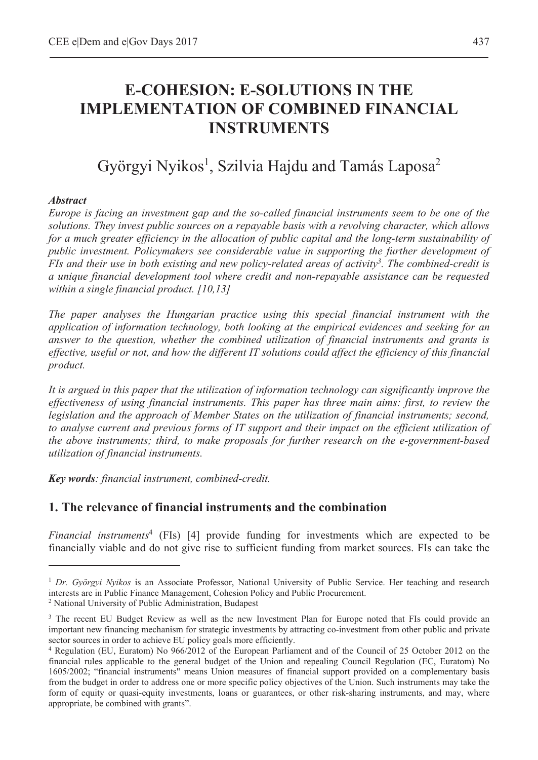# E-COHESION: E-SOLUTIONS IN THE IMPLEMENTATION OF COMBINED FINANCIAL INSTRUMENTS

Györgyi Nyikos[1], Szilvia Hajdu and Tamás Laposa[2]

***Abstract***

*Europe is facing an investment gap and the so-called financial instruments seem to be one of the solutions. They invest public sources on a repayable basis with a revolving character, which allows for a much greater efficiency in the allocation of public capital and the long-term sustainability of public investment. Policymakers see considerable value in supporting the further development of FIs and their use in both existing and new policy-related areas of activity[3]. The combined-credit is a unique financial development tool where credit and non-repayable assistance can be requested within a single financial product. [10,13]*

*The paper analyses the Hungarian practice using this special financial instrument with the application of information technology, both looking at the empirical evidences and seeking for an answer to the question, whether the combined utilization of financial instruments and grants is effective, useful or not, and how the different IT solutions could affect the efficiency of this financial product.*

*It is argued in this paper that the utilization of information technology can significantly improve the effectiveness of using financial instruments. This paper has three main aims: first, to review the legislation and the approach of Member States on the utilization of financial instruments; second, to analyse current and previous forms of IT support and their impact on the efficient utilization of the above instruments; third, to make proposals for further research on the e-government-based utilization of financial instruments.*

***Key words****: financial instrument, combined-credit.*

## 1. The relevance of financial instruments and the combination

*Financial instruments*[4] (FIs) [4] provide funding for investments which are expected to be financially viable and do not give rise to sufficient funding from market sources. FIs can take the

---

[1] *Dr. Györgyi Nyikos* is an Associate Professor, National University of Public Service. Her teaching and research interests are in Public Finance Management, Cohesion Policy and Public Procurement.

[2] National University of Public Administration, Budapest

[3] The recent EU Budget Review as well as the new Investment Plan for Europe noted that FIs could provide an important new financing mechanism for strategic investments by attracting co-investment from other public and private sector sources in order to achieve EU policy goals more efficiently.

[4] Regulation (EU, Euratom) No 966/2012 of the European Parliament and of the Council of 25 October 2012 on the financial rules applicable to the general budget of the Union and repealing Council Regulation (EC, Euratom) No 1605/2002; "financial instruments" means Union measures of financial support provided on a complementary basis from the budget in order to address one or more specific policy objectives of the Union. Such instruments may take the form of equity or quasi-equity investments, loans or guarantees, or other risk-sharing instruments, and may, where appropriate, be combined with grants".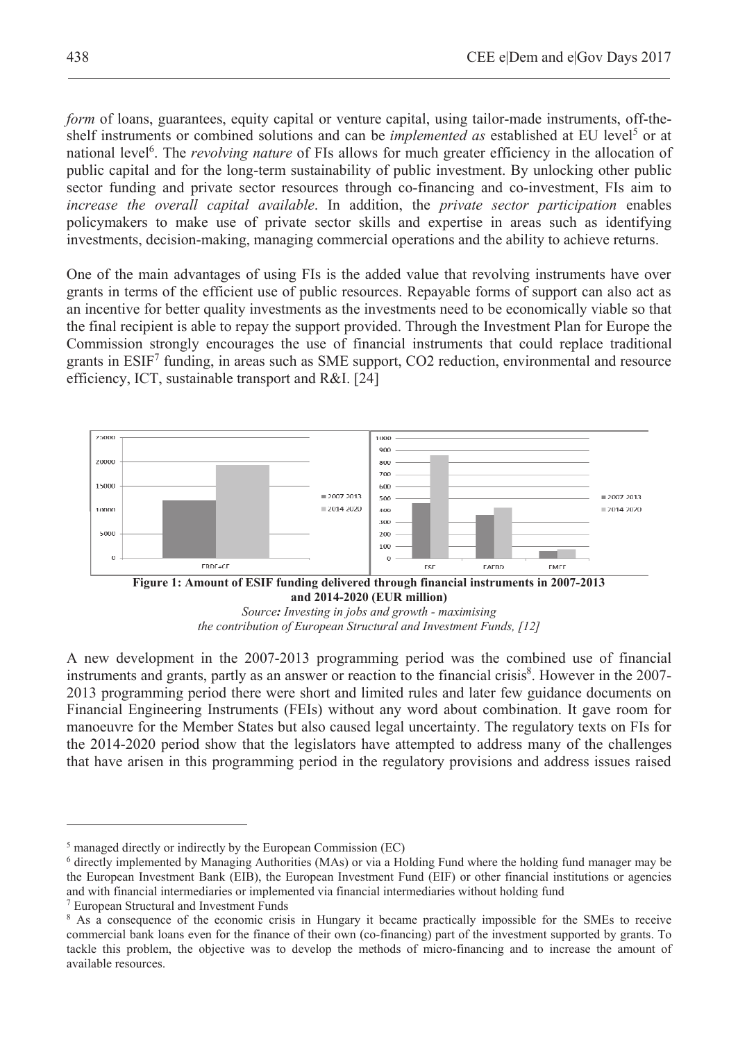*form* of loans, guarantees, equity capital or venture capital, using tailor-made instruments, off-the-shelf instruments or combined solutions and can be *implemented as* established at EU level[5] or at national level[6]. The *revolving nature* of FIs allows for much greater efficiency in the allocation of public capital and for the long-term sustainability of public investment. By unlocking other public sector funding and private sector resources through co-financing and co-investment, FIs aim to *increase the overall capital available*. In addition, the *private sector participation* enables policymakers to make use of private sector skills and expertise in areas such as identifying investments, decision-making, managing commercial operations and the ability to achieve returns.

One of the main advantages of using FIs is the added value that revolving instruments have over grants in terms of the efficient use of public resources. Repayable forms of support can also act as an incentive for better quality investments as the investments need to be economically viable so that the final recipient is able to repay the support provided. Through the Investment Plan for Europe the Commission strongly encourages the use of financial instruments that could replace traditional grants in ESIF[7] funding, in areas such as SME support, CO2 reduction, environmental and resource efficiency, ICT, sustainable transport and R&I. [24]

**Figure 1: Amount of ESIF funding delivered through financial instruments in 2007-2013 and 2014-2020 (EUR million)**

*Source: Investing in jobs and growth - maximising the contribution of European Structural and Investment Funds, [12]*

A new development in the 2007-2013 programming period was the combined use of financial instruments and grants, partly as an answer or reaction to the financial crisis[8]. However in the 2007-2013 programming period there were short and limited rules and later few guidance documents on Financial Engineering Instruments (FEIs) without any word about combination. It gave room for manoeuvre for the Member States but also caused legal uncertainty. The regulatory texts on FIs for the 2014-2020 period show that the legislators have attempted to address many of the challenges that have arisen in this programming period in the regulatory provisions and address issues raised

---

[5] managed directly or indirectly by the European Commission (EC)

[6] directly implemented by Managing Authorities (MAs) or via a Holding Fund where the holding fund manager may be the European Investment Bank (EIB), the European Investment Fund (EIF) or other financial institutions or agencies and with financial intermediaries or implemented via financial intermediaries without holding fund

[7] European Structural and Investment Funds

[8] As a consequence of the economic crisis in Hungary it became practically impossible for the SMEs to receive commercial bank loans even for the finance of their own (co-financing) part of the investment supported by grants. To tackle this problem, the objective was to develop the methods of micro-financing and to increase the amount of available resources.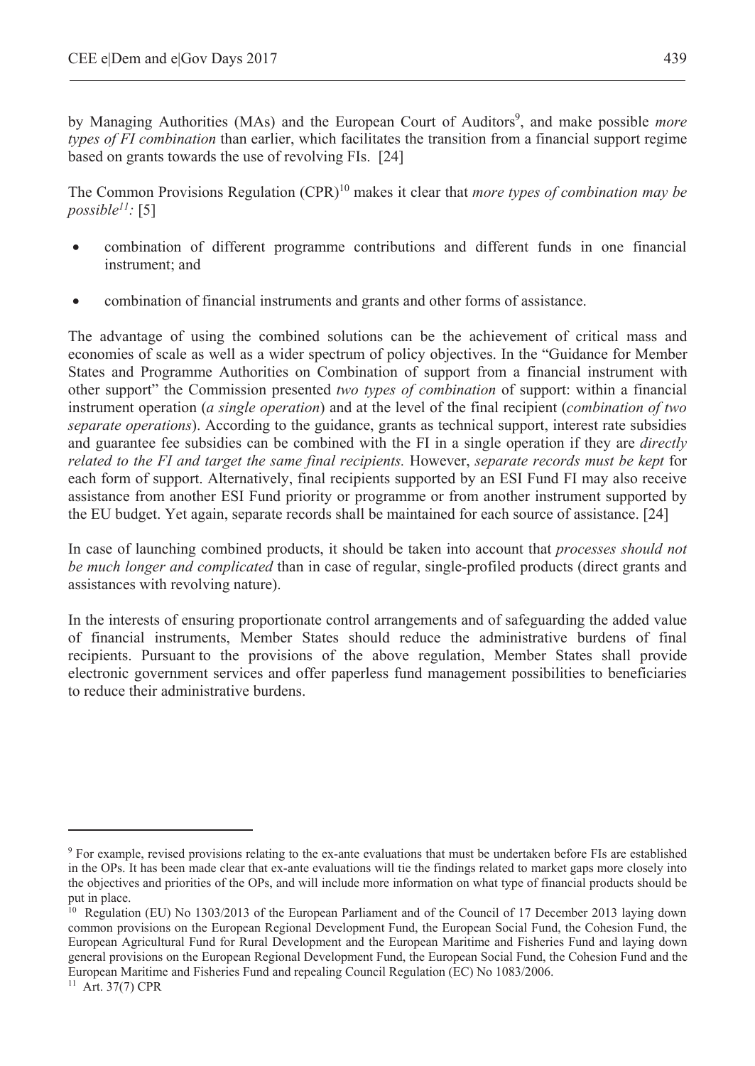by Managing Authorities (MAs) and the European Court of Auditors[9], and make possible *more types of FI combination* than earlier, which facilitates the transition from a financial support regime based on grants towards the use of revolving FIs. [24]

The Common Provisions Regulation (CPR)[10] makes it clear that *more types of combination may be possible[11]:* [5]

- combination of different programme contributions and different funds in one financial instrument; and
- combination of financial instruments and grants and other forms of assistance.

The advantage of using the combined solutions can be the achievement of critical mass and economies of scale as well as a wider spectrum of policy objectives. In the "Guidance for Member States and Programme Authorities on Combination of support from a financial instrument with other support" the Commission presented *two types of combination* of support: within a financial instrument operation (*a single operation*) and at the level of the final recipient (*combination of two separate operations*). According to the guidance, grants as technical support, interest rate subsidies and guarantee fee subsidies can be combined with the FI in a single operation if they are *directly related to the FI and target the same final recipients.* However, *separate records must be kept* for each form of support. Alternatively, final recipients supported by an ESI Fund FI may also receive assistance from another ESI Fund priority or programme or from another instrument supported by the EU budget. Yet again, separate records shall be maintained for each source of assistance. [24]

In case of launching combined products, it should be taken into account that *processes should not be much longer and complicated* than in case of regular, single-profiled products (direct grants and assistances with revolving nature).

In the interests of ensuring proportionate control arrangements and of safeguarding the added value of financial instruments, Member States should reduce the administrative burdens of final recipients. Pursuant to the provisions of the above regulation, Member States shall provide electronic government services and offer paperless fund management possibilities to beneficiaries to reduce their administrative burdens.

---

[9] For example, revised provisions relating to the ex-ante evaluations that must be undertaken before FIs are established in the OPs. It has been made clear that ex-ante evaluations will tie the findings related to market gaps more closely into the objectives and priorities of the OPs, and will include more information on what type of financial products should be put in place.

[10] Regulation (EU) No 1303/2013 of the European Parliament and of the Council of 17 December 2013 laying down common provisions on the European Regional Development Fund, the European Social Fund, the Cohesion Fund, the European Agricultural Fund for Rural Development and the European Maritime and Fisheries Fund and laying down general provisions on the European Regional Development Fund, the European Social Fund, the Cohesion Fund and the European Maritime and Fisheries Fund and repealing Council Regulation (EC) No 1083/2006.

[11] Art. 37(7) CPR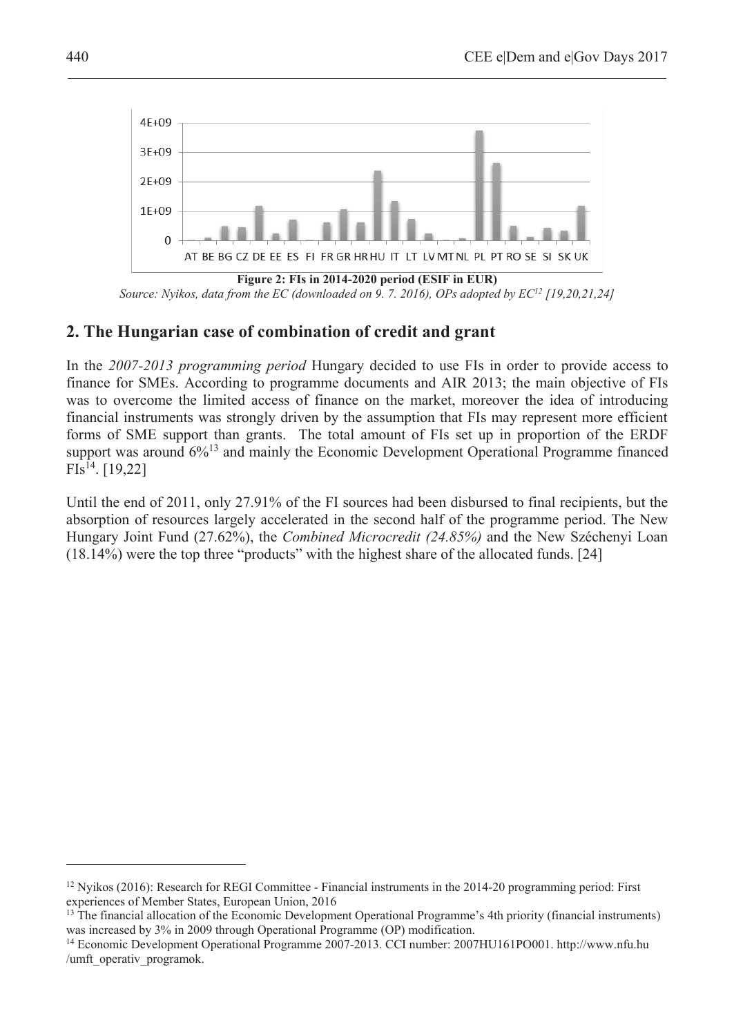Figure 2: FIs in 2014-2020 period (ESIF in EUR)

*Source: Nyikos, data from the EC (downloaded on 9. 7. 2016), OPs adopted by EC[12] [19,20,21,24]*

## 2. The Hungarian case of combination of credit and grant

In the *2007-2013 programming period* Hungary decided to use FIs in order to provide access to finance for SMEs. According to programme documents and AIR 2013; the main objective of FIs was to overcome the limited access of finance on the market, moreover the idea of introducing financial instruments was strongly driven by the assumption that FIs may represent more efficient forms of SME support than grants. The total amount of FIs set up in proportion of the ERDF support was around 6%[13] and mainly the Economic Development Operational Programme financed FIs[14]. [19,22]

Until the end of 2011, only 27.91% of the FI sources had been disbursed to final recipients, but the absorption of resources largely accelerated in the second half of the programme period. The New Hungary Joint Fund (27.62%), the *Combined Microcredit (24.85%)* and the New Széchenyi Loan (18.14%) were the top three "products" with the highest share of the allocated funds. [24]

---

[12] Nyikos (2016): Research for REGI Committee - Financial instruments in the 2014-20 programming period: First experiences of Member States, European Union, 2016

[13] The financial allocation of the Economic Development Operational Programme's 4th priority (financial instruments) was increased by 3% in 2009 through Operational Programme (OP) modification.

[14] Economic Development Operational Programme 2007-2013. CCI number: 2007HU161PO001. http://www.nfu.hu /umft_operativ_programok.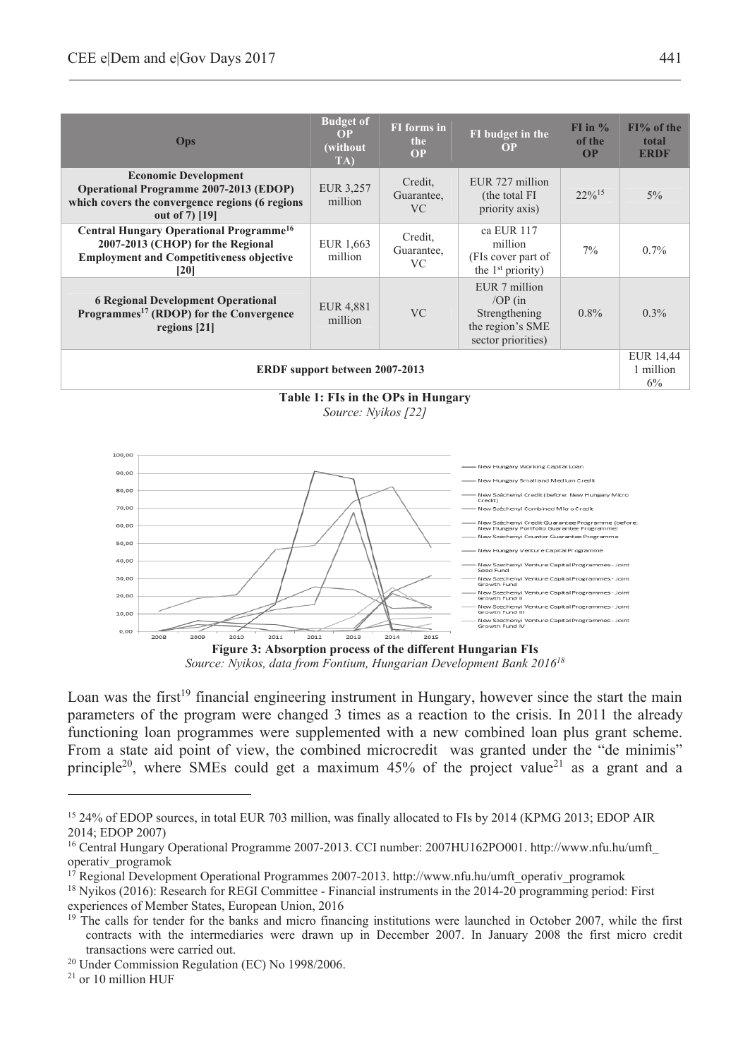| Ops | Budget of OP (without TA) | FI forms in the OP | FI budget in the OP | FI in % of the OP | FI% of the total ERDF |
|---|---|---|---|---|---|
| **Economic Development Operational Programme 2007-2013 (EDOP) which covers the convergence regions (6 regions out of 7) [19]** | EUR 3,257 million | Credit, Guarantee, VC | EUR 727 million (the total FI priority axis) | 22%[15] | 5% |
| **Central Hungary Operational Programme[16] 2007-2013 (CHOP) for the Regional Employment and Competitiveness objective [20]** | EUR 1,663 million | Credit, Guarantee, VC | ca EUR 117 million (FIs cover part of the 1st priority) | 7% | 0.7% |
| **6 Regional Development Operational Programmes[17] (RDOP) for the Convergence regions [21]** | EUR 4,881 million | VC | EUR 7 million /OP (in Strengthening the region's SME sector priorities) | 0.8% | 0.3% |
| **ERDF support between 2007-2013** | | | | | EUR 14,441 million 6% |

**Table 1: FIs in the OPs in Hungary**

*Source: Nyikos [22]*

**Figure 3: Absorption process of the different Hungarian FIs**

*Source: Nyikos, data from Fontium, Hungarian Development Bank 2016[18]*

Loan was the first[19] financial engineering instrument in Hungary, however since the start the main parameters of the program were changed 3 times as a reaction to the crisis. In 2011 the already functioning loan programmes were supplemented with a new combined loan plus grant scheme. From a state aid point of view, the combined microcredit was granted under the "de minimis" principle[20], where SMEs could get a maximum 45% of the project value[21] as a grant and a

---

[15] 24% of EDOP sources, in total EUR 703 million, was finally allocated to FIs by 2014 (KPMG 2013; EDOP AIR 2014; EDOP 2007)

[16] Central Hungary Operational Programme 2007-2013. CCI number: 2007HU162PO001. http://www.nfu.hu/umft_operativ_programok

[17] Regional Development Operational Programmes 2007-2013. http://www.nfu.hu/umft_operativ_programok

[18] Nyikos (2016): Research for REGI Committee - Financial instruments in the 2014-20 programming period: First experiences of Member States, European Union, 2016

[19] The calls for tender for the banks and micro financing institutions were launched in October 2007, while the first contracts with the intermediaries were drawn up in December 2007. In January 2008 the first micro credit transactions were carried out.

[20] Under Commission Regulation (EC) No 1998/2006.

[21] or 10 million HUF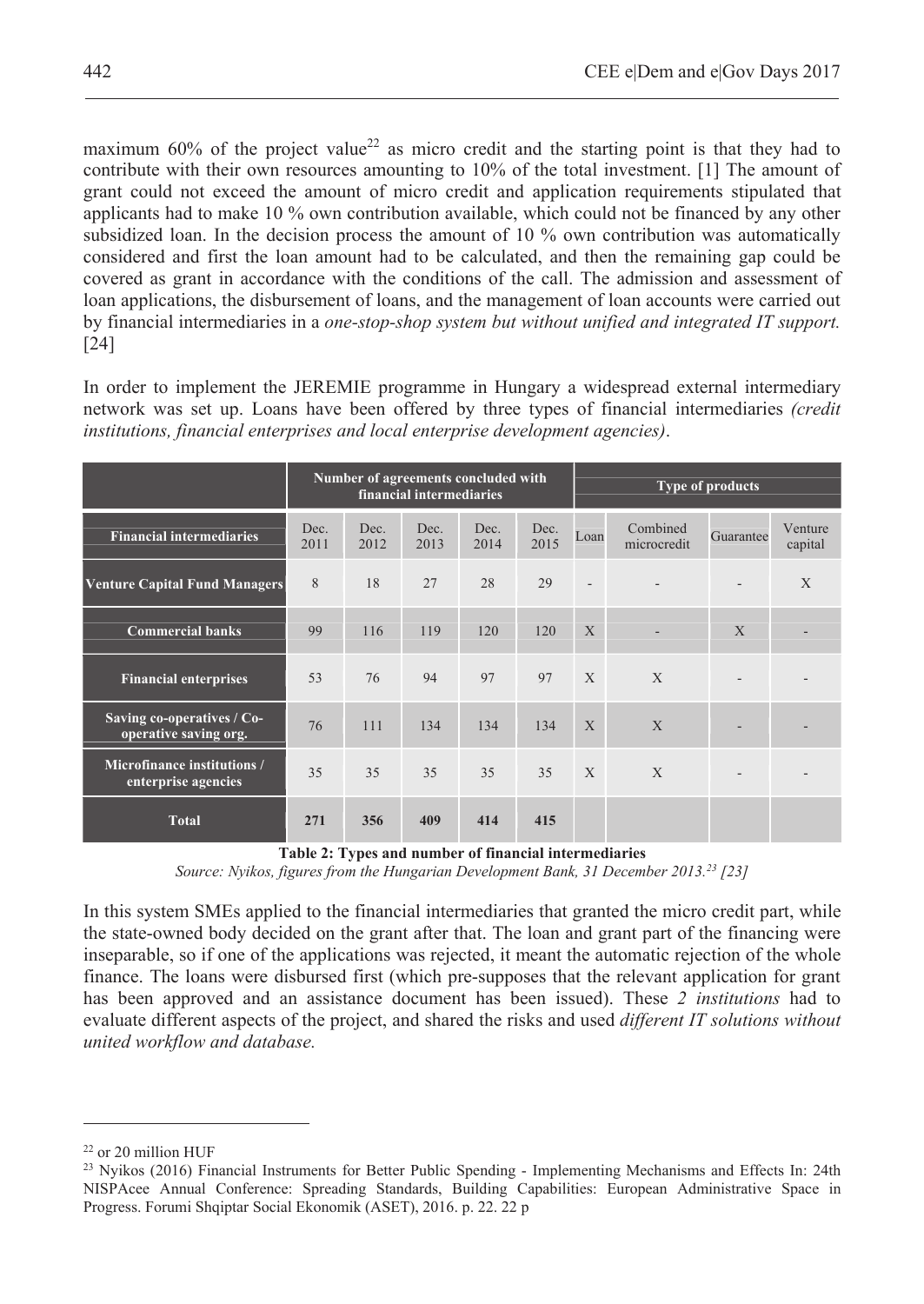maximum 60% of the project value[22] as micro credit and the starting point is that they had to contribute with their own resources amounting to 10% of the total investment. [1] The amount of grant could not exceed the amount of micro credit and application requirements stipulated that applicants had to make 10 % own contribution available, which could not be financed by any other subsidized loan. In the decision process the amount of 10 % own contribution was automatically considered and first the loan amount had to be calculated, and then the remaining gap could be covered as grant in accordance with the conditions of the call. The admission and assessment of loan applications, the disbursement of loans, and the management of loan accounts were carried out by financial intermediaries in a *one-stop-shop system but without unified and integrated IT support.* [24]

In order to implement the JEREMIE programme in Hungary a widespread external intermediary network was set up. Loans have been offered by three types of financial intermediaries *(credit institutions, financial enterprises and local enterprise development agencies)*.

| | Number of agreements concluded with financial intermediaries | | | | | Type of products | | | |
|---|---|---|---|---|---|---|---|---|---|
| **Financial intermediaries** | Dec. 2011 | Dec. 2012 | Dec. 2013 | Dec. 2014 | Dec. 2015 | Loan | Combined microcredit | Guarantee | Venture capital |
| **Venture Capital Fund Managers** | 8 | 18 | 27 | 28 | 29 | - | - | - | X |
| **Commercial banks** | 99 | 116 | 119 | 120 | 120 | X | - | X | - |
| **Financial enterprises** | 53 | 76 | 94 | 97 | 97 | X | X | - | - |
| **Saving co-operatives / Co-operative saving org.** | 76 | 111 | 134 | 134 | 134 | X | X | - | - |
| **Microfinance institutions / enterprise agencies** | 35 | 35 | 35 | 35 | 35 | X | X | - | - |
| **Total** | **271** | **356** | **409** | **414** | **415** | | | | |

**Table 2: Types and number of financial intermediaries**

*Source: Nyikos, figures from the Hungarian Development Bank, 31 December 2013.[23] [23]*

In this system SMEs applied to the financial intermediaries that granted the micro credit part, while the state-owned body decided on the grant after that. The loan and grant part of the financing were inseparable, so if one of the applications was rejected, it meant the automatic rejection of the whole finance. The loans were disbursed first (which pre-supposes that the relevant application for grant has been approved and an assistance document has been issued). These *2 institutions* had to evaluate different aspects of the project, and shared the risks and used *different IT solutions without united workflow and database.*

[22] or 20 million HUF

[23] Nyikos (2016) Financial Instruments for Better Public Spending - Implementing Mechanisms and Effects In: 24th NISPAcee Annual Conference: Spreading Standards, Building Capabilities: European Administrative Space in Progress. Forumi Shqiptar Social Ekonomik (ASET), 2016. p. 22. 22 p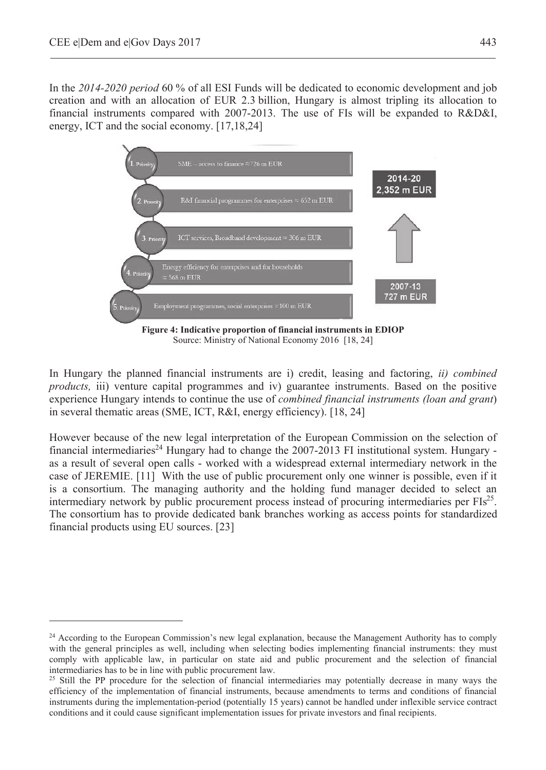In the *2014-2020 period* 60 % of all ESI Funds will be dedicated to economic development and job creation and with an allocation of EUR 2.3 billion, Hungary is almost tripling its allocation to financial instruments compared with 2007-2013. The use of FIs will be expanded to R&D&I, energy, ICT and the social economy. [17,18,24]

1. Priority — SME – access to finance ≈726 m EUR
2. Priority — R&I financial programmes for enterprises ≈ 652 m EUR
3. Priority — ICT services, Broadband development ≈ 306 m EUR
4. Priority — Energy efficiency for enterprises and for households ≈ 568 m EUR
5. Priority — Employment programmes, social enterprises ≈100 m EUR

2014-20 2,352 m EUR

2007-13 727 m EUR

**Figure 4: Indicative proportion of financial instruments in EDIOP**
Source: Ministry of National Economy 2016 [18, 24]

In Hungary the planned financial instruments are i) credit, leasing and factoring, *ii) combined products,* iii) venture capital programmes and iv) guarantee instruments. Based on the positive experience Hungary intends to continue the use of *combined financial instruments (loan and grant*) in several thematic areas (SME, ICT, R&I, energy efficiency). [18, 24]

However because of the new legal interpretation of the European Commission on the selection of financial intermediaries[24] Hungary had to change the 2007-2013 FI institutional system. Hungary - as a result of several open calls - worked with a widespread external intermediary network in the case of JEREMIE. [11] With the use of public procurement only one winner is possible, even if it is a consortium. The managing authority and the holding fund manager decided to select an intermediary network by public procurement process instead of procuring intermediaries per FIs[25]. The consortium has to provide dedicated bank branches working as access points for standardized financial products using EU sources. [23]

[24] According to the European Commission's new legal explanation, because the Management Authority has to comply with the general principles as well, including when selecting bodies implementing financial instruments: they must comply with applicable law, in particular on state aid and public procurement and the selection of financial intermediaries has to be in line with public procurement law.

[25] Still the PP procedure for the selection of financial intermediaries may potentially decrease in many ways the efficiency of the implementation of financial instruments, because amendments to terms and conditions of financial instruments during the implementation-period (potentially 15 years) cannot be handled under inflexible service contract conditions and it could cause significant implementation issues for private investors and final recipients.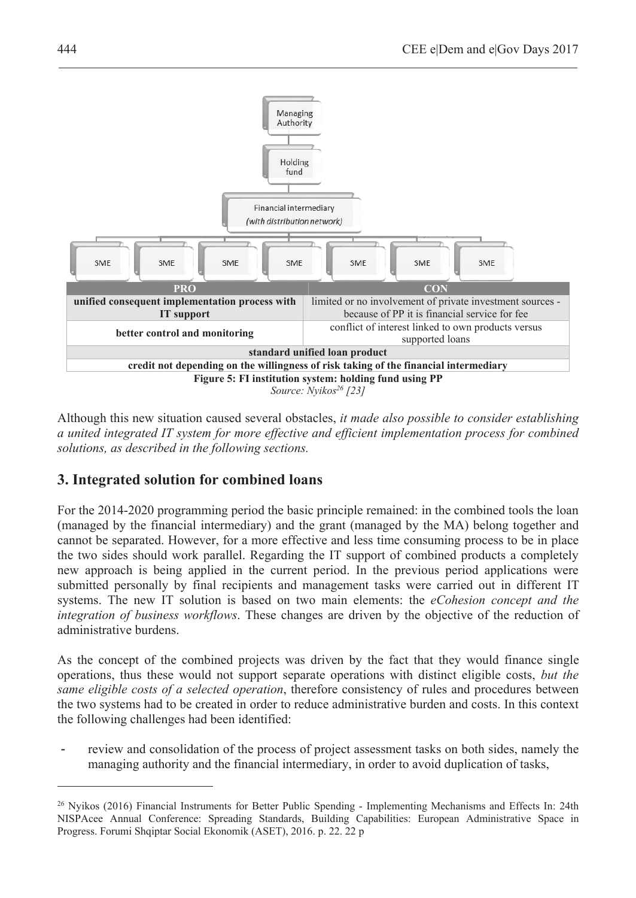Managing Authority

Holding fund

Financial intermediary
*(with distribution network)*

SME SME SME SME SME SME SME

| PRO | CON |
|---|---|
| **unified consequent implementation process with IT support** | limited or no involvement of private investment sources - because of PP it is financial service for fee |
| **better control and monitoring** | conflict of interest linked to own products versus supported loans |
| **standard unified loan product** | |
| **credit not depending on the willingness of risk taking of the financial intermediary** | |

**Figure 5: FI institution system: holding fund using PP**

*Source: Nyikos[26] [23]*

Although this new situation caused several obstacles, *it made also possible to consider establishing a united integrated IT system for more effective and efficient implementation process for combined solutions, as described in the following sections.*

## 3. Integrated solution for combined loans

For the 2014-2020 programming period the basic principle remained: in the combined tools the loan (managed by the financial intermediary) and the grant (managed by the MA) belong together and cannot be separated. However, for a more effective and less time consuming process to be in place the two sides should work parallel. Regarding the IT support of combined products a completely new approach is being applied in the current period. In the previous period applications were submitted personally by final recipients and management tasks were carried out in different IT systems. The new IT solution is based on two main elements: the *eCohesion concept and the integration of business workflows*. These changes are driven by the objective of the reduction of administrative burdens.

As the concept of the combined projects was driven by the fact that they would finance single operations, thus these would not support separate operations with distinct eligible costs, *but the same eligible costs of a selected operation*, therefore consistency of rules and procedures between the two systems had to be created in order to reduce administrative burden and costs. In this context the following challenges had been identified:

- review and consolidation of the process of project assessment tasks on both sides, namely the managing authority and the financial intermediary, in order to avoid duplication of tasks,

[26] Nyikos (2016) Financial Instruments for Better Public Spending - Implementing Mechanisms and Effects In: 24th NISPAcee Annual Conference: Spreading Standards, Building Capabilities: European Administrative Space in Progress. Forumi Shqiptar Social Ekonomik (ASET), 2016. p. 22. 22 p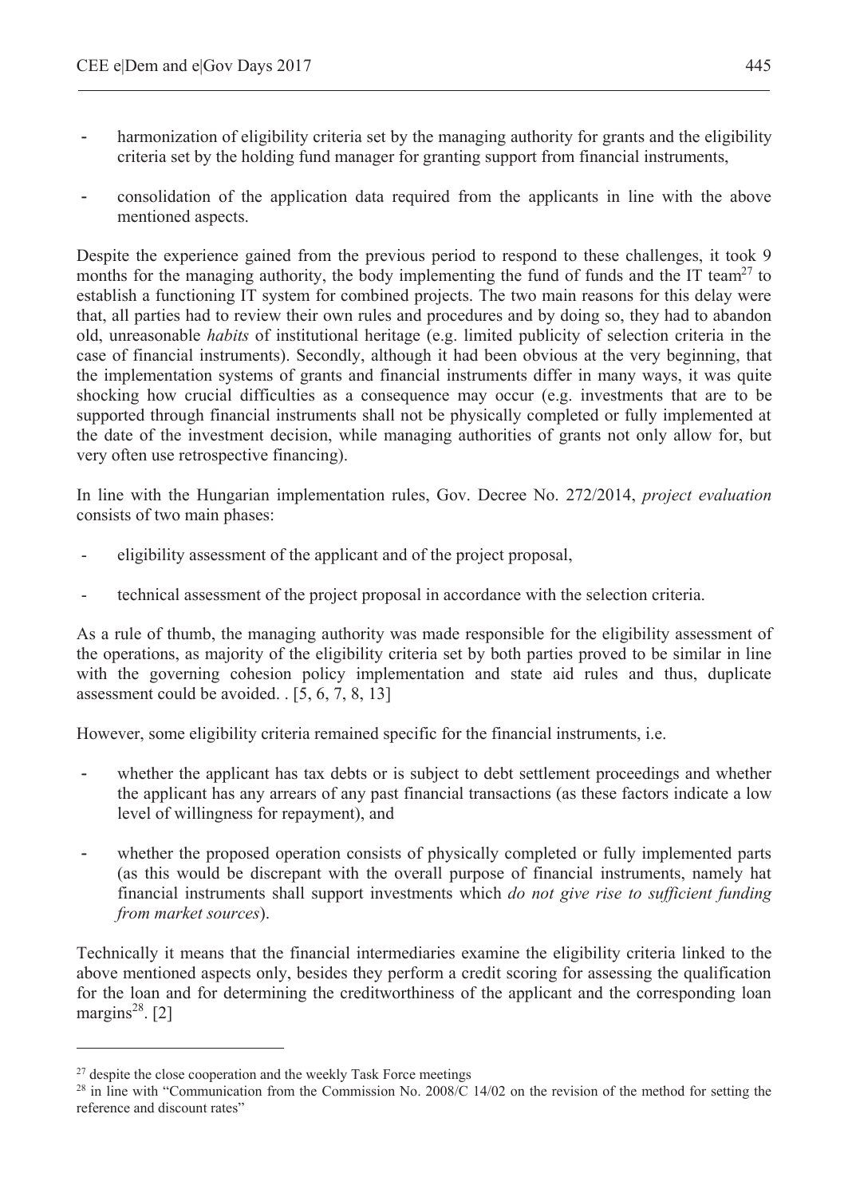- harmonization of eligibility criteria set by the managing authority for grants and the eligibility criteria set by the holding fund manager for granting support from financial instruments,
- consolidation of the application data required from the applicants in line with the above mentioned aspects.

Despite the experience gained from the previous period to respond to these challenges, it took 9 months for the managing authority, the body implementing the fund of funds and the IT team[27] to establish a functioning IT system for combined projects. The two main reasons for this delay were that, all parties had to review their own rules and procedures and by doing so, they had to abandon old, unreasonable *habits* of institutional heritage (e.g. limited publicity of selection criteria in the case of financial instruments). Secondly, although it had been obvious at the very beginning, that the implementation systems of grants and financial instruments differ in many ways, it was quite shocking how crucial difficulties as a consequence may occur (e.g. investments that are to be supported through financial instruments shall not be physically completed or fully implemented at the date of the investment decision, while managing authorities of grants not only allow for, but very often use retrospective financing).

In line with the Hungarian implementation rules, Gov. Decree No. 272/2014, *project evaluation* consists of two main phases:

- eligibility assessment of the applicant and of the project proposal,
- technical assessment of the project proposal in accordance with the selection criteria.

As a rule of thumb, the managing authority was made responsible for the eligibility assessment of the operations, as majority of the eligibility criteria set by both parties proved to be similar in line with the governing cohesion policy implementation and state aid rules and thus, duplicate assessment could be avoided. . [5, 6, 7, 8, 13]

However, some eligibility criteria remained specific for the financial instruments, i.e.

- whether the applicant has tax debts or is subject to debt settlement proceedings and whether the applicant has any arrears of any past financial transactions (as these factors indicate a low level of willingness for repayment), and
- whether the proposed operation consists of physically completed or fully implemented parts (as this would be discrepant with the overall purpose of financial instruments, namely hat financial instruments shall support investments which *do not give rise to sufficient funding from market sources*).

Technically it means that the financial intermediaries examine the eligibility criteria linked to the above mentioned aspects only, besides they perform a credit scoring for assessing the qualification for the loan and for determining the creditworthiness of the applicant and the corresponding loan margins[28]. [2]

---

[27] despite the close cooperation and the weekly Task Force meetings

[28] in line with "Communication from the Commission No. 2008/C 14/02 on the revision of the method for setting the reference and discount rates"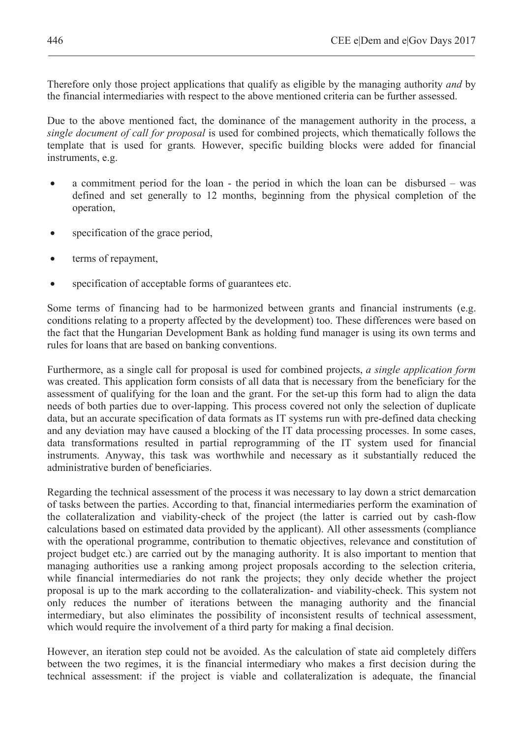Therefore only those project applications that qualify as eligible by the managing authority *and* by the financial intermediaries with respect to the above mentioned criteria can be further assessed.

Due to the above mentioned fact, the dominance of the management authority in the process, a *single document of call for proposal* is used for combined projects, which thematically follows the template that is used for grants*.* However, specific building blocks were added for financial instruments, e.g.

- a commitment period for the loan - the period in which the loan can be disbursed – was defined and set generally to 12 months, beginning from the physical completion of the operation,
- specification of the grace period,
- terms of repayment,
- specification of acceptable forms of guarantees etc.

Some terms of financing had to be harmonized between grants and financial instruments (e.g. conditions relating to a property affected by the development) too. These differences were based on the fact that the Hungarian Development Bank as holding fund manager is using its own terms and rules for loans that are based on banking conventions.

Furthermore, as a single call for proposal is used for combined projects, *a single application form* was created. This application form consists of all data that is necessary from the beneficiary for the assessment of qualifying for the loan and the grant. For the set-up this form had to align the data needs of both parties due to over-lapping. This process covered not only the selection of duplicate data, but an accurate specification of data formats as IT systems run with pre-defined data checking and any deviation may have caused a blocking of the IT data processing processes. In some cases, data transformations resulted in partial reprogramming of the IT system used for financial instruments. Anyway, this task was worthwhile and necessary as it substantially reduced the administrative burden of beneficiaries.

Regarding the technical assessment of the process it was necessary to lay down a strict demarcation of tasks between the parties. According to that, financial intermediaries perform the examination of the collateralization and viability-check of the project (the latter is carried out by cash-flow calculations based on estimated data provided by the applicant). All other assessments (compliance with the operational programme, contribution to thematic objectives, relevance and constitution of project budget etc.) are carried out by the managing authority. It is also important to mention that managing authorities use a ranking among project proposals according to the selection criteria, while financial intermediaries do not rank the projects; they only decide whether the project proposal is up to the mark according to the collateralization- and viability-check. This system not only reduces the number of iterations between the managing authority and the financial intermediary, but also eliminates the possibility of inconsistent results of technical assessment, which would require the involvement of a third party for making a final decision.

However, an iteration step could not be avoided. As the calculation of state aid completely differs between the two regimes, it is the financial intermediary who makes a first decision during the technical assessment: if the project is viable and collateralization is adequate, the financial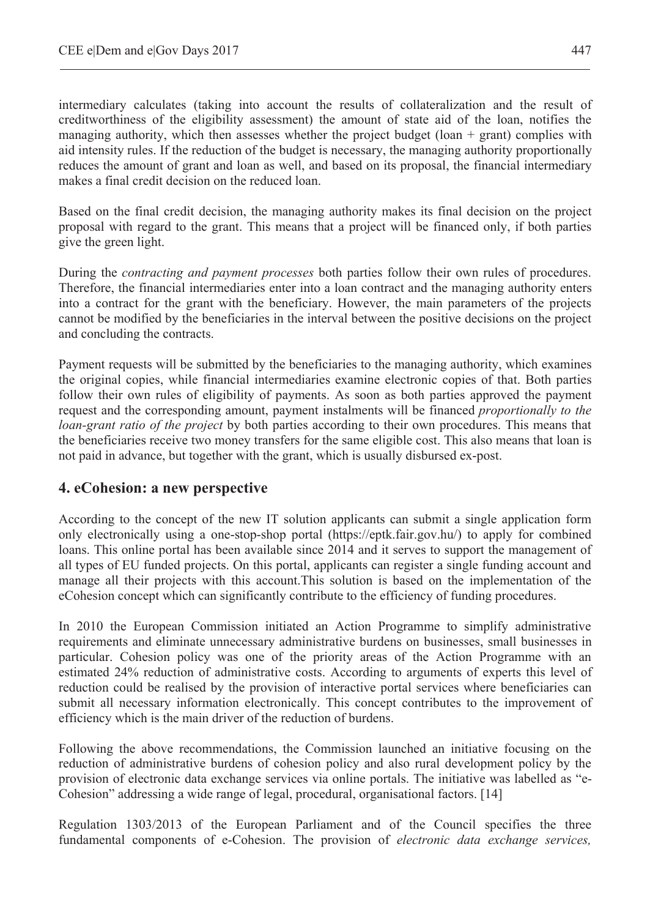intermediary calculates (taking into account the results of collateralization and the result of creditworthiness of the eligibility assessment) the amount of state aid of the loan, notifies the managing authority, which then assesses whether the project budget (loan + grant) complies with aid intensity rules. If the reduction of the budget is necessary, the managing authority proportionally reduces the amount of grant and loan as well, and based on its proposal, the financial intermediary makes a final credit decision on the reduced loan.

Based on the final credit decision, the managing authority makes its final decision on the project proposal with regard to the grant. This means that a project will be financed only, if both parties give the green light.

During the *contracting and payment processes* both parties follow their own rules of procedures. Therefore, the financial intermediaries enter into a loan contract and the managing authority enters into a contract for the grant with the beneficiary. However, the main parameters of the projects cannot be modified by the beneficiaries in the interval between the positive decisions on the project and concluding the contracts.

Payment requests will be submitted by the beneficiaries to the managing authority, which examines the original copies, while financial intermediaries examine electronic copies of that. Both parties follow their own rules of eligibility of payments. As soon as both parties approved the payment request and the corresponding amount, payment instalments will be financed *proportionally to the loan-grant ratio of the project* by both parties according to their own procedures. This means that the beneficiaries receive two money transfers for the same eligible cost. This also means that loan is not paid in advance, but together with the grant, which is usually disbursed ex-post.

## 4. eCohesion: a new perspective

According to the concept of the new IT solution applicants can submit a single application form only electronically using a one-stop-shop portal (https://eptk.fair.gov.hu/) to apply for combined loans. This online portal has been available since 2014 and it serves to support the management of all types of EU funded projects. On this portal, applicants can register a single funding account and manage all their projects with this account.This solution is based on the implementation of the eCohesion concept which can significantly contribute to the efficiency of funding procedures.

In 2010 the European Commission initiated an Action Programme to simplify administrative requirements and eliminate unnecessary administrative burdens on businesses, small businesses in particular. Cohesion policy was one of the priority areas of the Action Programme with an estimated 24% reduction of administrative costs. According to arguments of experts this level of reduction could be realised by the provision of interactive portal services where beneficiaries can submit all necessary information electronically. This concept contributes to the improvement of efficiency which is the main driver of the reduction of burdens.

Following the above recommendations, the Commission launched an initiative focusing on the reduction of administrative burdens of cohesion policy and also rural development policy by the provision of electronic data exchange services via online portals. The initiative was labelled as "e-Cohesion" addressing a wide range of legal, procedural, organisational factors. [14]

Regulation 1303/2013 of the European Parliament and of the Council specifies the three fundamental components of e-Cohesion. The provision of *electronic data exchange services,*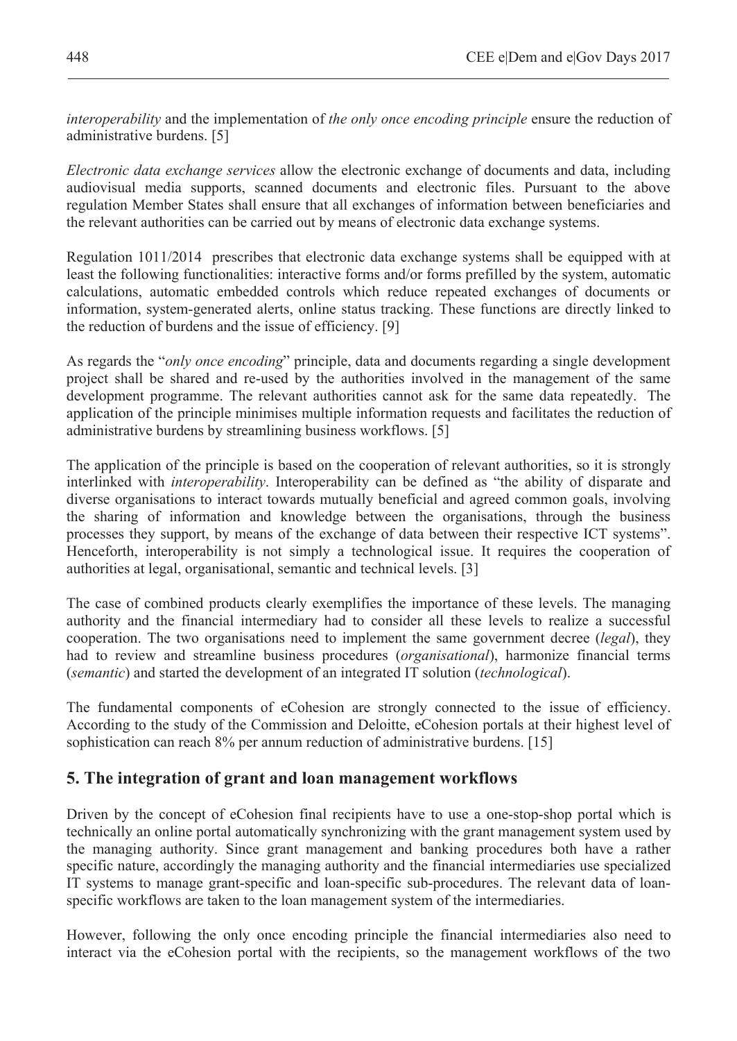*interoperability* and the implementation of *the only once encoding principle* ensure the reduction of administrative burdens. [5]

*Electronic data exchange services* allow the electronic exchange of documents and data, including audiovisual media supports, scanned documents and electronic files. Pursuant to the above regulation Member States shall ensure that all exchanges of information between beneficiaries and the relevant authorities can be carried out by means of electronic data exchange systems.

Regulation 1011/2014 prescribes that electronic data exchange systems shall be equipped with at least the following functionalities: interactive forms and/or forms prefilled by the system, automatic calculations, automatic embedded controls which reduce repeated exchanges of documents or information, system-generated alerts, online status tracking. These functions are directly linked to the reduction of burdens and the issue of efficiency. [9]

As regards the "*only once encoding*" principle, data and documents regarding a single development project shall be shared and re-used by the authorities involved in the management of the same development programme. The relevant authorities cannot ask for the same data repeatedly. The application of the principle minimises multiple information requests and facilitates the reduction of administrative burdens by streamlining business workflows. [5]

The application of the principle is based on the cooperation of relevant authorities, so it is strongly interlinked with *interoperability*. Interoperability can be defined as "the ability of disparate and diverse organisations to interact towards mutually beneficial and agreed common goals, involving the sharing of information and knowledge between the organisations, through the business processes they support, by means of the exchange of data between their respective ICT systems". Henceforth, interoperability is not simply a technological issue. It requires the cooperation of authorities at legal, organisational, semantic and technical levels. [3]

The case of combined products clearly exemplifies the importance of these levels. The managing authority and the financial intermediary had to consider all these levels to realize a successful cooperation. The two organisations need to implement the same government decree (*legal*), they had to review and streamline business procedures (*organisational*), harmonize financial terms (*semantic*) and started the development of an integrated IT solution (*technological*).

The fundamental components of eCohesion are strongly connected to the issue of efficiency. According to the study of the Commission and Deloitte, eCohesion portals at their highest level of sophistication can reach 8% per annum reduction of administrative burdens. [15]

## 5. The integration of grant and loan management workflows

Driven by the concept of eCohesion final recipients have to use a one-stop-shop portal which is technically an online portal automatically synchronizing with the grant management system used by the managing authority. Since grant management and banking procedures both have a rather specific nature, accordingly the managing authority and the financial intermediaries use specialized IT systems to manage grant-specific and loan-specific sub-procedures. The relevant data of loan-specific workflows are taken to the loan management system of the intermediaries.

However, following the only once encoding principle the financial intermediaries also need to interact via the eCohesion portal with the recipients, so the management workflows of the two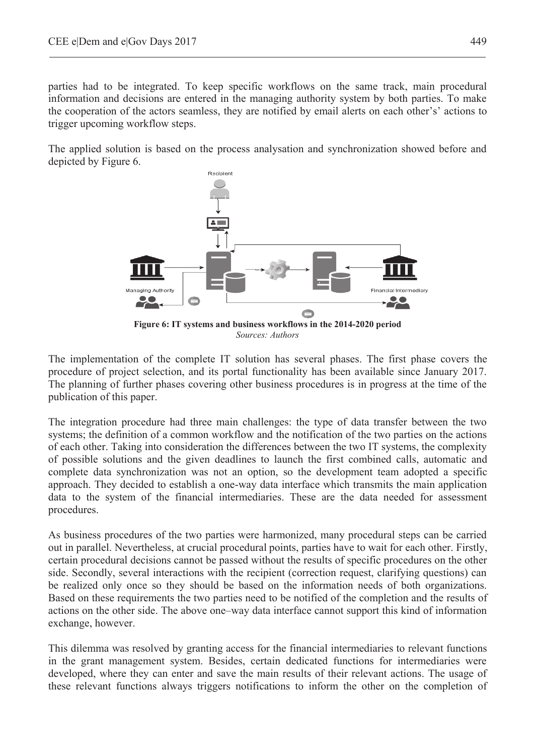parties had to be integrated. To keep specific workflows on the same track, main procedural information and decisions are entered in the managing authority system by both parties. To make the cooperation of the actors seamless, they are notified by email alerts on each other's' actions to trigger upcoming workflow steps.

The applied solution is based on the process analysation and synchronization showed before and depicted by Figure 6.

**Figure 6: IT systems and business workflows in the 2014-2020 period**
*Sources: Authors*

The implementation of the complete IT solution has several phases. The first phase covers the procedure of project selection, and its portal functionality has been available since January 2017. The planning of further phases covering other business procedures is in progress at the time of the publication of this paper.

The integration procedure had three main challenges: the type of data transfer between the two systems; the definition of a common workflow and the notification of the two parties on the actions of each other. Taking into consideration the differences between the two IT systems, the complexity of possible solutions and the given deadlines to launch the first combined calls, automatic and complete data synchronization was not an option, so the development team adopted a specific approach. They decided to establish a one-way data interface which transmits the main application data to the system of the financial intermediaries. These are the data needed for assessment procedures.

As business procedures of the two parties were harmonized, many procedural steps can be carried out in parallel. Nevertheless, at crucial procedural points, parties have to wait for each other. Firstly, certain procedural decisions cannot be passed without the results of specific procedures on the other side. Secondly, several interactions with the recipient (correction request, clarifying questions) can be realized only once so they should be based on the information needs of both organizations. Based on these requirements the two parties need to be notified of the completion and the results of actions on the other side. The above one–way data interface cannot support this kind of information exchange, however.

This dilemma was resolved by granting access for the financial intermediaries to relevant functions in the grant management system. Besides, certain dedicated functions for intermediaries were developed, where they can enter and save the main results of their relevant actions. The usage of these relevant functions always triggers notifications to inform the other on the completion of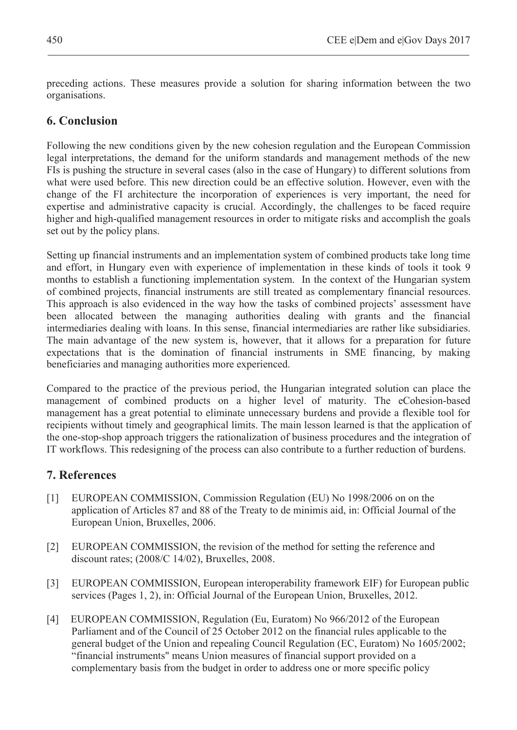preceding actions. These measures provide a solution for sharing information between the two organisations.

## 6. Conclusion

Following the new conditions given by the new cohesion regulation and the European Commission legal interpretations, the demand for the uniform standards and management methods of the new FIs is pushing the structure in several cases (also in the case of Hungary) to different solutions from what were used before. This new direction could be an effective solution. However, even with the change of the FI architecture the incorporation of experiences is very important, the need for expertise and administrative capacity is crucial. Accordingly, the challenges to be faced require higher and high-qualified management resources in order to mitigate risks and accomplish the goals set out by the policy plans.

Setting up financial instruments and an implementation system of combined products take long time and effort, in Hungary even with experience of implementation in these kinds of tools it took 9 months to establish a functioning implementation system. In the context of the Hungarian system of combined projects, financial instruments are still treated as complementary financial resources. This approach is also evidenced in the way how the tasks of combined projects' assessment have been allocated between the managing authorities dealing with grants and the financial intermediaries dealing with loans. In this sense, financial intermediaries are rather like subsidiaries. The main advantage of the new system is, however, that it allows for a preparation for future expectations that is the domination of financial instruments in SME financing, by making beneficiaries and managing authorities more experienced.

Compared to the practice of the previous period, the Hungarian integrated solution can place the management of combined products on a higher level of maturity. The eCohesion-based management has a great potential to eliminate unnecessary burdens and provide a flexible tool for recipients without timely and geographical limits. The main lesson learned is that the application of the one-stop-shop approach triggers the rationalization of business procedures and the integration of IT workflows. This redesigning of the process can also contribute to a further reduction of burdens.

## 7. References

[1] EUROPEAN COMMISSION, Commission Regulation (EU) No 1998/2006 on on the application of Articles 87 and 88 of the Treaty to de minimis aid, in: Official Journal of the European Union, Bruxelles, 2006.

[2] EUROPEAN COMMISSION, the revision of the method for setting the reference and discount rates; (2008/C 14/02), Bruxelles, 2008.

[3] EUROPEAN COMMISSION, European interoperability framework EIF) for European public services (Pages 1, 2), in: Official Journal of the European Union, Bruxelles, 2012.

[4] EUROPEAN COMMISSION, Regulation (Eu, Euratom) No 966/2012 of the European Parliament and of the Council of 25 October 2012 on the financial rules applicable to the general budget of the Union and repealing Council Regulation (EC, Euratom) No 1605/2002; "financial instruments" means Union measures of financial support provided on a complementary basis from the budget in order to address one or more specific policy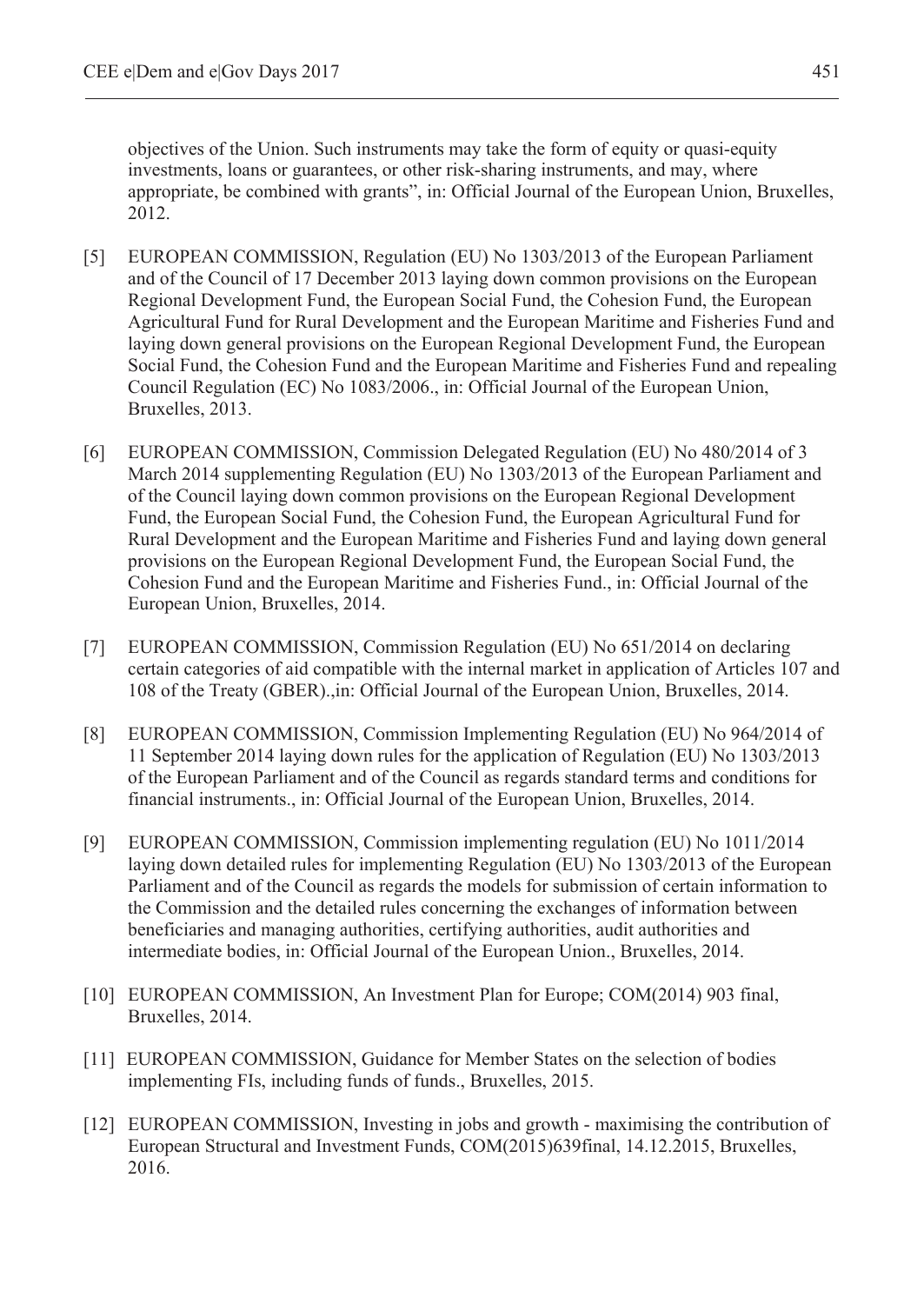objectives of the Union. Such instruments may take the form of equity or quasi-equity investments, loans or guarantees, or other risk-sharing instruments, and may, where appropriate, be combined with grants", in: Official Journal of the European Union, Bruxelles, 2012.

[5] EUROPEAN COMMISSION, Regulation (EU) No 1303/2013 of the European Parliament and of the Council of 17 December 2013 laying down common provisions on the European Regional Development Fund, the European Social Fund, the Cohesion Fund, the European Agricultural Fund for Rural Development and the European Maritime and Fisheries Fund and laying down general provisions on the European Regional Development Fund, the European Social Fund, the Cohesion Fund and the European Maritime and Fisheries Fund and repealing Council Regulation (EC) No 1083/2006., in: Official Journal of the European Union, Bruxelles, 2013.

[6] EUROPEAN COMMISSION, Commission Delegated Regulation (EU) No 480/2014 of 3 March 2014 supplementing Regulation (EU) No 1303/2013 of the European Parliament and of the Council laying down common provisions on the European Regional Development Fund, the European Social Fund, the Cohesion Fund, the European Agricultural Fund for Rural Development and the European Maritime and Fisheries Fund and laying down general provisions on the European Regional Development Fund, the European Social Fund, the Cohesion Fund and the European Maritime and Fisheries Fund., in: Official Journal of the European Union, Bruxelles, 2014.

[7] EUROPEAN COMMISSION, Commission Regulation (EU) No 651/2014 on declaring certain categories of aid compatible with the internal market in application of Articles 107 and 108 of the Treaty (GBER).,in: Official Journal of the European Union, Bruxelles, 2014.

[8] EUROPEAN COMMISSION, Commission Implementing Regulation (EU) No 964/2014 of 11 September 2014 laying down rules for the application of Regulation (EU) No 1303/2013 of the European Parliament and of the Council as regards standard terms and conditions for financial instruments., in: Official Journal of the European Union, Bruxelles, 2014.

[9] EUROPEAN COMMISSION, Commission implementing regulation (EU) No 1011/2014 laying down detailed rules for implementing Regulation (EU) No 1303/2013 of the European Parliament and of the Council as regards the models for submission of certain information to the Commission and the detailed rules concerning the exchanges of information between beneficiaries and managing authorities, certifying authorities, audit authorities and intermediate bodies, in: Official Journal of the European Union., Bruxelles, 2014.

[10] EUROPEAN COMMISSION, An Investment Plan for Europe; COM(2014) 903 final, Bruxelles, 2014.

[11] EUROPEAN COMMISSION, Guidance for Member States on the selection of bodies implementing FIs, including funds of funds., Bruxelles, 2015.

[12] EUROPEAN COMMISSION, Investing in jobs and growth - maximising the contribution of European Structural and Investment Funds, COM(2015)639final, 14.12.2015, Bruxelles, 2016.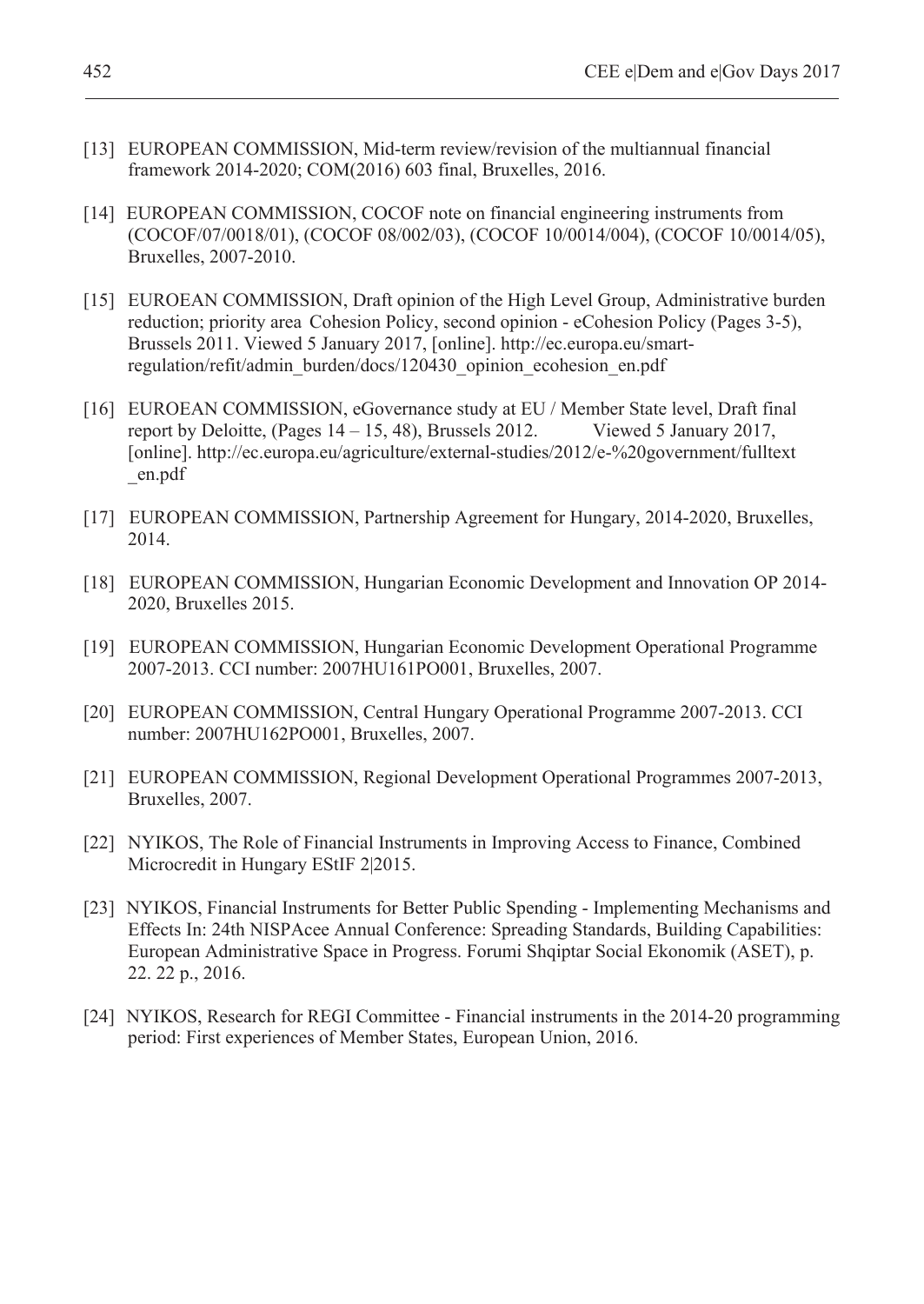[13] EUROPEAN COMMISSION, Mid-term review/revision of the multiannual financial framework 2014-2020; COM(2016) 603 final, Bruxelles, 2016.

[14] EUROPEAN COMMISSION, COCOF note on financial engineering instruments from (COCOF/07/0018/01), (COCOF 08/002/03), (COCOF 10/0014/004), (COCOF 10/0014/05), Bruxelles, 2007-2010.

[15] EUROEAN COMMISSION, Draft opinion of the High Level Group, Administrative burden reduction; priority area Cohesion Policy, second opinion - eCohesion Policy (Pages 3-5), Brussels 2011. Viewed 5 January 2017, [online]. http://ec.europa.eu/smart-regulation/refit/admin_burden/docs/120430_opinion_ecohesion_en.pdf

[16] EUROEAN COMMISSION, eGovernance study at EU / Member State level, Draft final report by Deloitte, (Pages 14 – 15, 48), Brussels 2012. Viewed 5 January 2017, [online]. http://ec.europa.eu/agriculture/external-studies/2012/e-%20government/fulltext_en.pdf

[17] EUROPEAN COMMISSION, Partnership Agreement for Hungary, 2014-2020, Bruxelles, 2014.

[18] EUROPEAN COMMISSION, Hungarian Economic Development and Innovation OP 2014-2020, Bruxelles 2015.

[19] EUROPEAN COMMISSION, Hungarian Economic Development Operational Programme 2007-2013. CCI number: 2007HU161PO001, Bruxelles, 2007.

[20] EUROPEAN COMMISSION, Central Hungary Operational Programme 2007-2013. CCI number: 2007HU162PO001, Bruxelles, 2007.

[21] EUROPEAN COMMISSION, Regional Development Operational Programmes 2007-2013, Bruxelles, 2007.

[22] NYIKOS, The Role of Financial Instruments in Improving Access to Finance, Combined Microcredit in Hungary EStIF 2|2015.

[23] NYIKOS, Financial Instruments for Better Public Spending - Implementing Mechanisms and Effects In: 24th NISPAcee Annual Conference: Spreading Standards, Building Capabilities: European Administrative Space in Progress. Forumi Shqiptar Social Ekonomik (ASET), p. 22. 22 p., 2016.

[24] NYIKOS, Research for REGI Committee - Financial instruments in the 2014-20 programming period: First experiences of Member States, European Union, 2016.